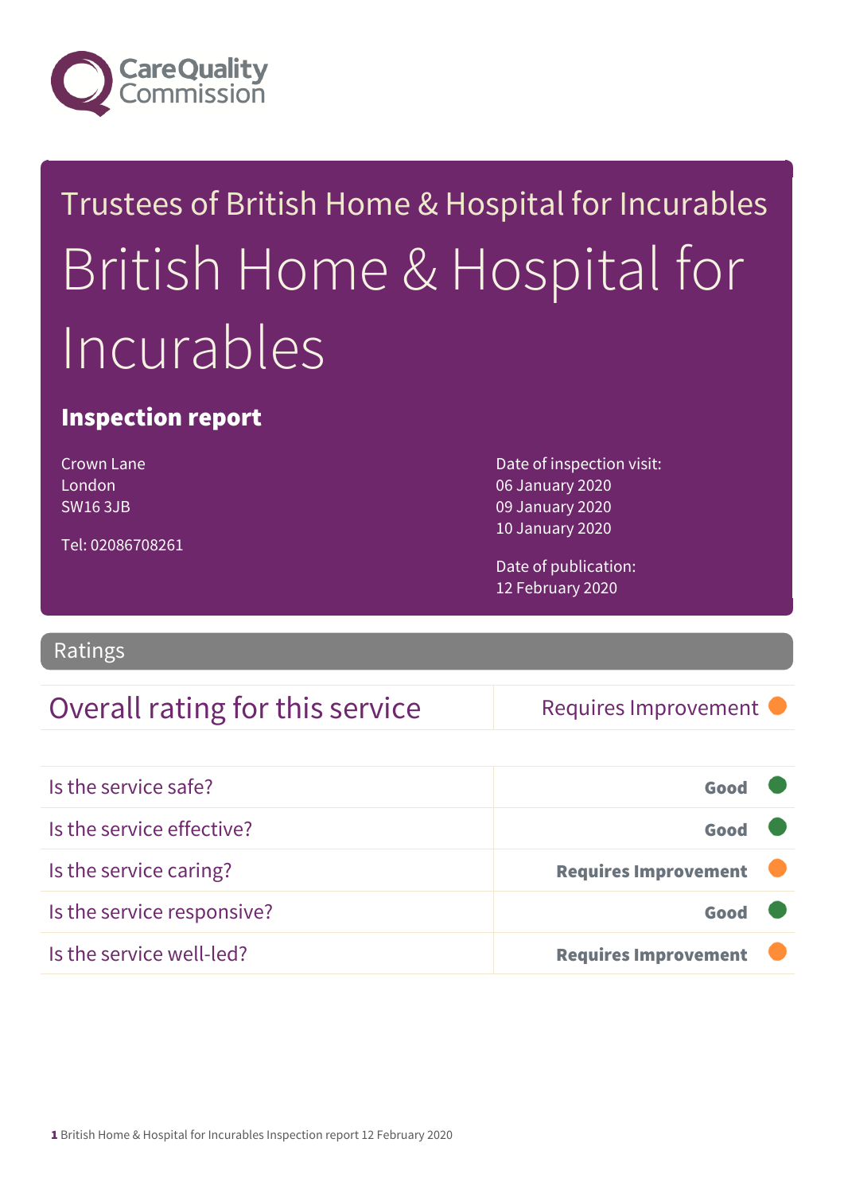Care Quality Commission

Trustees of British Home & Hospital for Incurables

# British Home & Hospital for Incurables

## Inspection report

Crown Lane
London
SW16 3JB

Tel: 02086708261

Date of inspection visit:
06 January 2020
09 January 2020
10 January 2020

Date of publication:
12 February 2020

## Ratings

| Overall rating for this service | Requires Improvement |
| --- | --- |

| | |
| --- | --- |
| Is the service safe? | **Good** |
| Is the service effective? | **Good** |
| Is the service caring? | **Requires Improvement** |
| Is the service responsive? | **Good** |
| Is the service well-led? | **Requires Improvement** |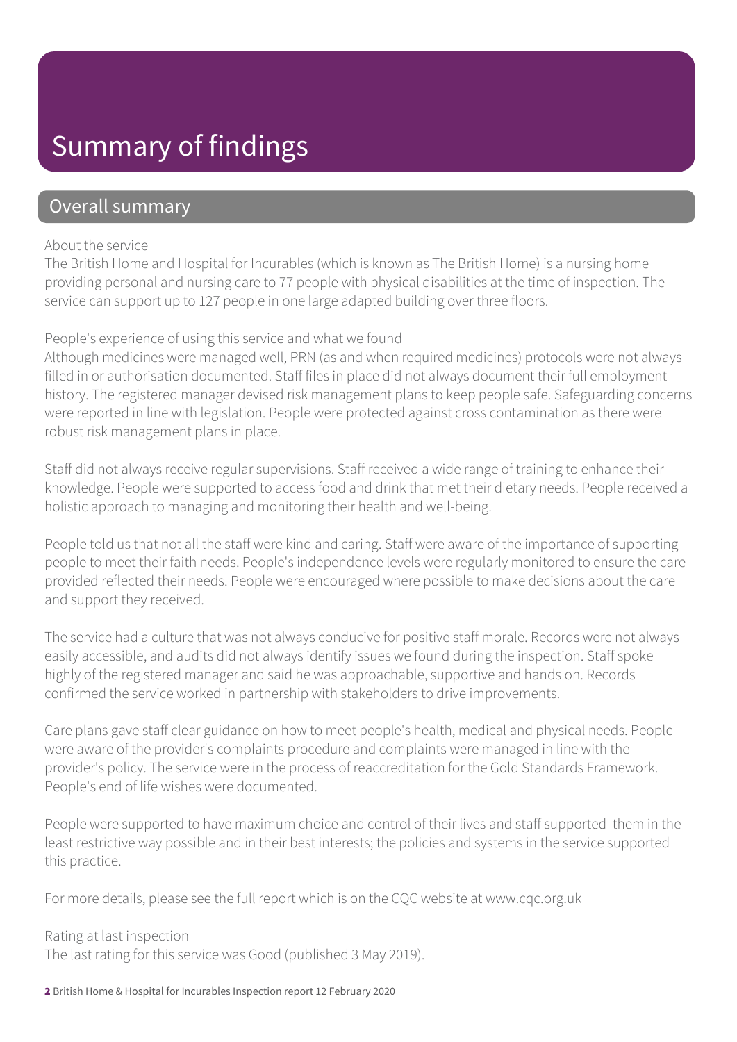# Summary of findings

## Overall summary

About the service

The British Home and Hospital for Incurables (which is known as The British Home) is a nursing home providing personal and nursing care to 77 people with physical disabilities at the time of inspection. The service can support up to 127 people in one large adapted building over three floors.

People's experience of using this service and what we found

Although medicines were managed well, PRN (as and when required medicines) protocols were not always filled in or authorisation documented. Staff files in place did not always document their full employment history. The registered manager devised risk management plans to keep people safe. Safeguarding concerns were reported in line with legislation. People were protected against cross contamination as there were robust risk management plans in place.

Staff did not always receive regular supervisions. Staff received a wide range of training to enhance their knowledge. People were supported to access food and drink that met their dietary needs. People received a holistic approach to managing and monitoring their health and well-being.

People told us that not all the staff were kind and caring. Staff were aware of the importance of supporting people to meet their faith needs. People's independence levels were regularly monitored to ensure the care provided reflected their needs. People were encouraged where possible to make decisions about the care and support they received.

The service had a culture that was not always conducive for positive staff morale. Records were not always easily accessible, and audits did not always identify issues we found during the inspection. Staff spoke highly of the registered manager and said he was approachable, supportive and hands on. Records confirmed the service worked in partnership with stakeholders to drive improvements.

Care plans gave staff clear guidance on how to meet people's health, medical and physical needs. People were aware of the provider's complaints procedure and complaints were managed in line with the provider's policy. The service were in the process of reaccreditation for the Gold Standards Framework. People's end of life wishes were documented.

People were supported to have maximum choice and control of their lives and staff supported them in the least restrictive way possible and in their best interests; the policies and systems in the service supported this practice.

For more details, please see the full report which is on the CQC website at www.cqc.org.uk

Rating at last inspection

The last rating for this service was Good (published 3 May 2019).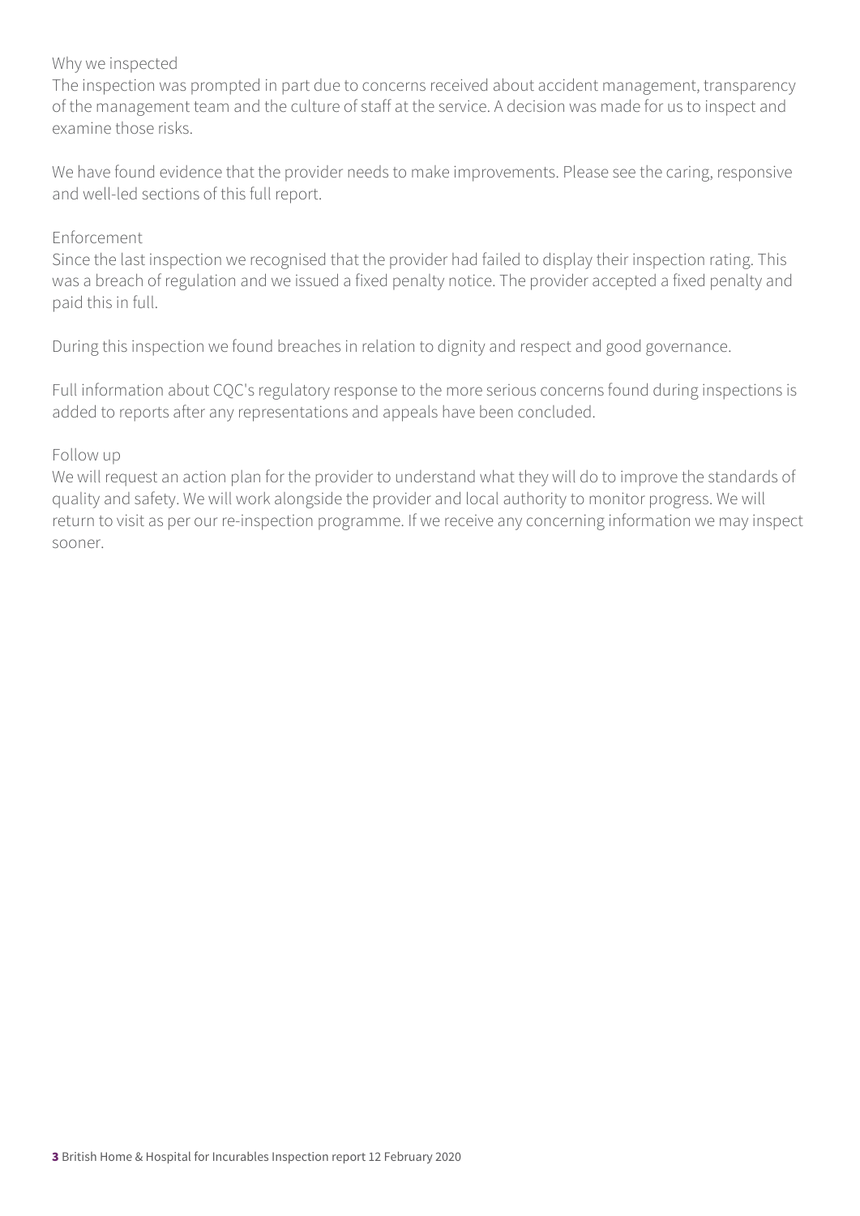Why we inspected

The inspection was prompted in part due to concerns received about accident management, transparency of the management team and the culture of staff at the service. A decision was made for us to inspect and examine those risks.

We have found evidence that the provider needs to make improvements. Please see the caring, responsive and well-led sections of this full report.

Enforcement

Since the last inspection we recognised that the provider had failed to display their inspection rating. This was a breach of regulation and we issued a fixed penalty notice. The provider accepted a fixed penalty and paid this in full.

During this inspection we found breaches in relation to dignity and respect and good governance.

Full information about CQC's regulatory response to the more serious concerns found during inspections is added to reports after any representations and appeals have been concluded.

Follow up

We will request an action plan for the provider to understand what they will do to improve the standards of quality and safety. We will work alongside the provider and local authority to monitor progress. We will return to visit as per our re-inspection programme. If we receive any concerning information we may inspect sooner.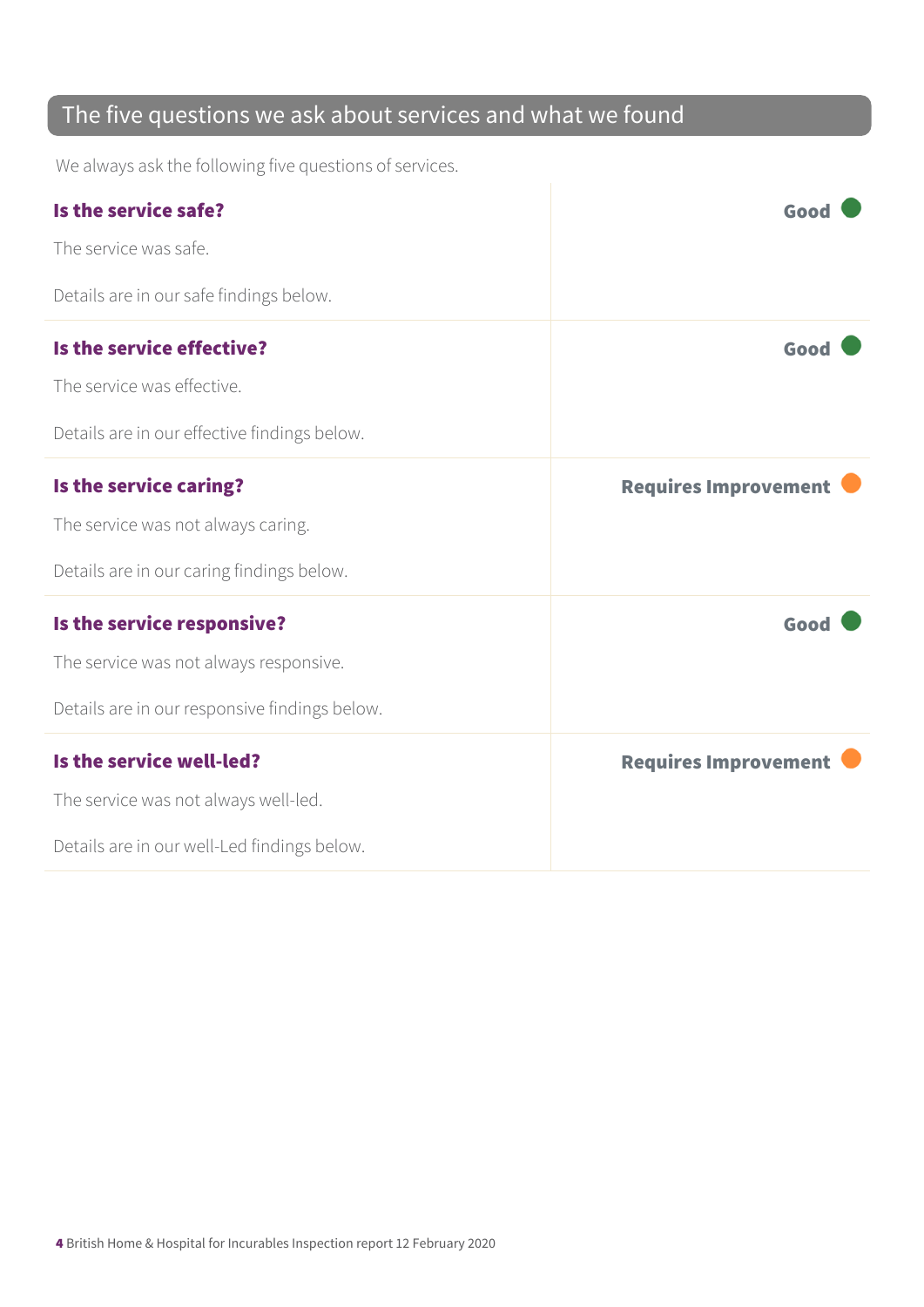## The five questions we ask about services and what we found

We always ask the following five questions of services.

| | |
|---|---|
| **Is the service safe?**<br><br>The service was safe.<br><br>Details are in our safe findings below. | **Good** |
| **Is the service effective?**<br><br>The service was effective.<br><br>Details are in our effective findings below. | **Good** |
| **Is the service caring?**<br><br>The service was not always caring.<br><br>Details are in our caring findings below. | **Requires Improvement** |
| **Is the service responsive?**<br><br>The service was not always responsive.<br><br>Details are in our responsive findings below. | **Good** |
| **Is the service well-led?**<br><br>The service was not always well-led.<br><br>Details are in our well-Led findings below. | **Requires Improvement** |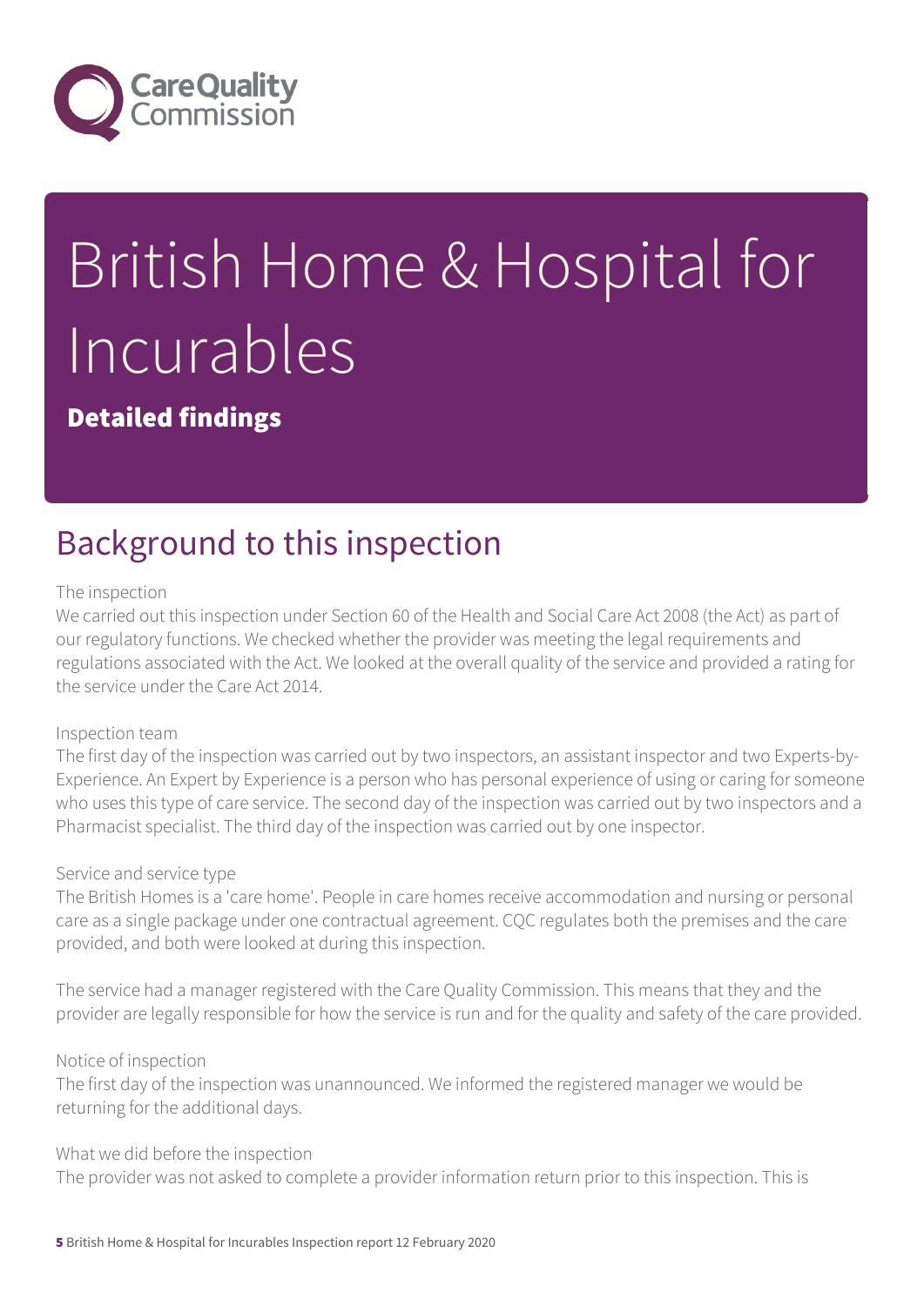# British Home & Hospital for Incurables

**Detailed findings**

## Background to this inspection

The inspection

We carried out this inspection under Section 60 of the Health and Social Care Act 2008 (the Act) as part of our regulatory functions. We checked whether the provider was meeting the legal requirements and regulations associated with the Act. We looked at the overall quality of the service and provided a rating for the service under the Care Act 2014.

Inspection team

The first day of the inspection was carried out by two inspectors, an assistant inspector and two Experts-by-Experience. An Expert by Experience is a person who has personal experience of using or caring for someone who uses this type of care service. The second day of the inspection was carried out by two inspectors and a Pharmacist specialist. The third day of the inspection was carried out by one inspector.

Service and service type

The British Homes is a 'care home'. People in care homes receive accommodation and nursing or personal care as a single package under one contractual agreement. CQC regulates both the premises and the care provided, and both were looked at during this inspection.

The service had a manager registered with the Care Quality Commission. This means that they and the provider are legally responsible for how the service is run and for the quality and safety of the care provided.

Notice of inspection

The first day of the inspection was unannounced. We informed the registered manager we would be returning for the additional days.

What we did before the inspection

The provider was not asked to complete a provider information return prior to this inspection. This is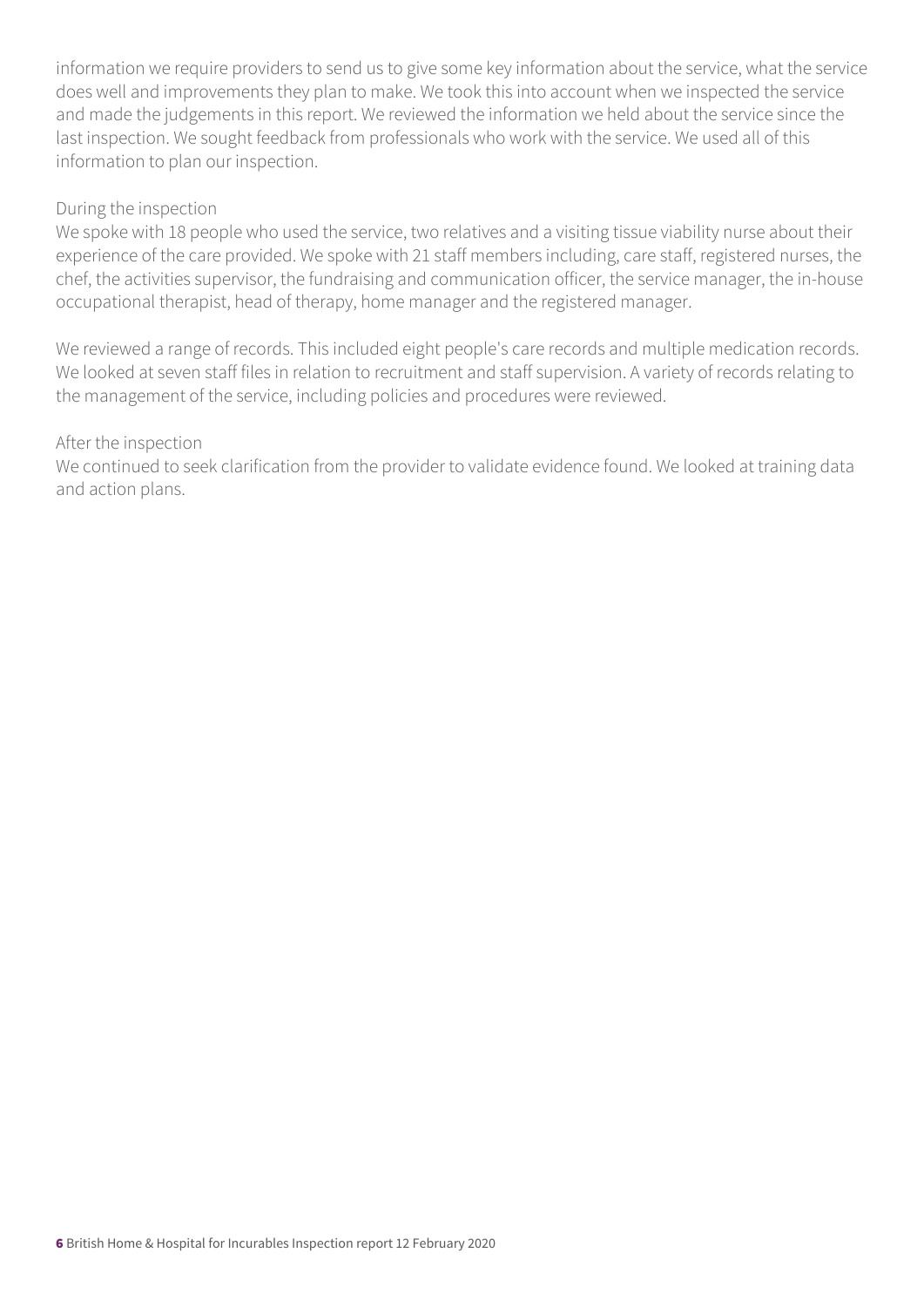information we require providers to send us to give some key information about the service, what the service does well and improvements they plan to make. We took this into account when we inspected the service and made the judgements in this report. We reviewed the information we held about the service since the last inspection. We sought feedback from professionals who work with the service. We used all of this information to plan our inspection.

During the inspection
We spoke with 18 people who used the service, two relatives and a visiting tissue viability nurse about their experience of the care provided. We spoke with 21 staff members including, care staff, registered nurses, the chef, the activities supervisor, the fundraising and communication officer, the service manager, the in-house occupational therapist, head of therapy, home manager and the registered manager.

We reviewed a range of records. This included eight people's care records and multiple medication records. We looked at seven staff files in relation to recruitment and staff supervision. A variety of records relating to the management of the service, including policies and procedures were reviewed.

After the inspection
We continued to seek clarification from the provider to validate evidence found. We looked at training data and action plans.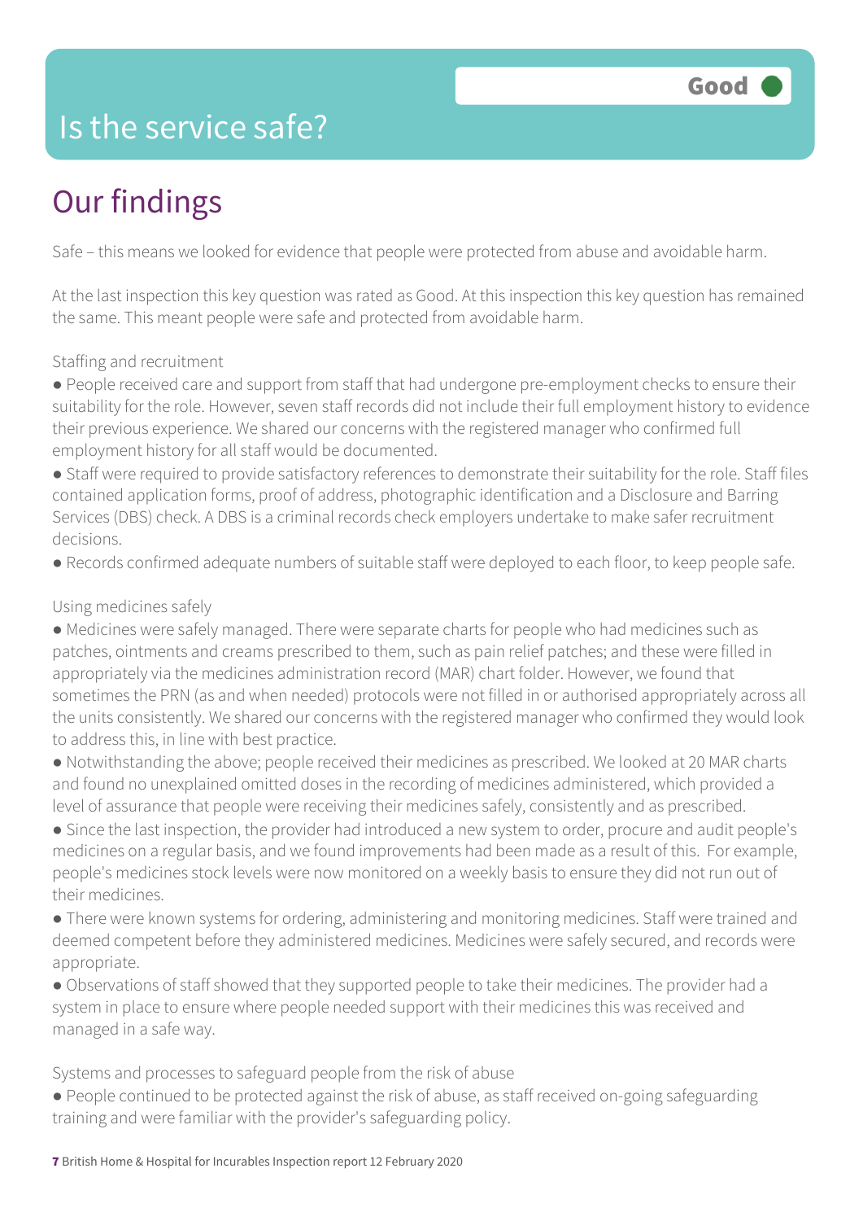# Is the service safe?

**Good**

## Our findings

Safe – this means we looked for evidence that people were protected from abuse and avoidable harm.

At the last inspection this key question was rated as Good. At this inspection this key question has remained the same. This meant people were safe and protected from avoidable harm.

Staffing and recruitment

- People received care and support from staff that had undergone pre-employment checks to ensure their suitability for the role. However, seven staff records did not include their full employment history to evidence their previous experience. We shared our concerns with the registered manager who confirmed full employment history for all staff would be documented.
- Staff were required to provide satisfactory references to demonstrate their suitability for the role. Staff files contained application forms, proof of address, photographic identification and a Disclosure and Barring Services (DBS) check. A DBS is a criminal records check employers undertake to make safer recruitment decisions.
- Records confirmed adequate numbers of suitable staff were deployed to each floor, to keep people safe.

Using medicines safely

- Medicines were safely managed. There were separate charts for people who had medicines such as patches, ointments and creams prescribed to them, such as pain relief patches; and these were filled in appropriately via the medicines administration record (MAR) chart folder. However, we found that sometimes the PRN (as and when needed) protocols were not filled in or authorised appropriately across all the units consistently. We shared our concerns with the registered manager who confirmed they would look to address this, in line with best practice.
- Notwithstanding the above; people received their medicines as prescribed. We looked at 20 MAR charts and found no unexplained omitted doses in the recording of medicines administered, which provided a level of assurance that people were receiving their medicines safely, consistently and as prescribed.
- Since the last inspection, the provider had introduced a new system to order, procure and audit people's medicines on a regular basis, and we found improvements had been made as a result of this. For example, people's medicines stock levels were now monitored on a weekly basis to ensure they did not run out of their medicines.
- There were known systems for ordering, administering and monitoring medicines. Staff were trained and deemed competent before they administered medicines. Medicines were safely secured, and records were appropriate.
- Observations of staff showed that they supported people to take their medicines. The provider had a system in place to ensure where people needed support with their medicines this was received and managed in a safe way.

Systems and processes to safeguard people from the risk of abuse

- People continued to be protected against the risk of abuse, as staff received on-going safeguarding training and were familiar with the provider's safeguarding policy.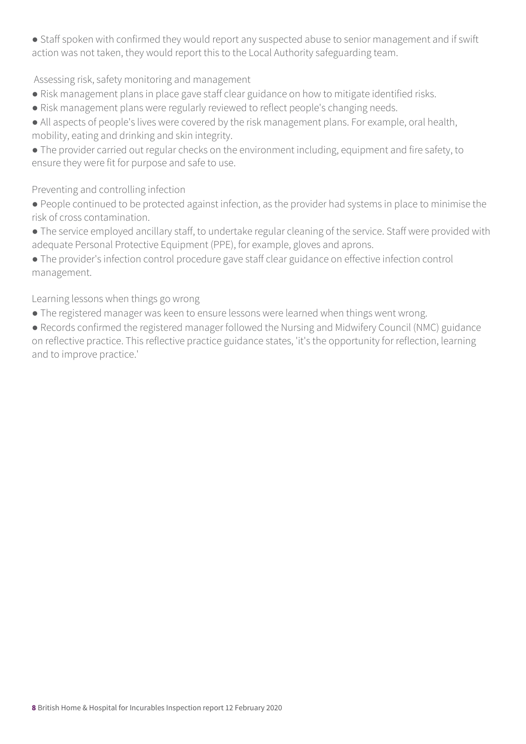- Staff spoken with confirmed they would report any suspected abuse to senior management and if swift action was not taken, they would report this to the Local Authority safeguarding team.

Assessing risk, safety monitoring and management

- Risk management plans in place gave staff clear guidance on how to mitigate identified risks.
- Risk management plans were regularly reviewed to reflect people's changing needs.
- All aspects of people's lives were covered by the risk management plans. For example, oral health, mobility, eating and drinking and skin integrity.
- The provider carried out regular checks on the environment including, equipment and fire safety, to ensure they were fit for purpose and safe to use.

Preventing and controlling infection

- People continued to be protected against infection, as the provider had systems in place to minimise the risk of cross contamination.
- The service employed ancillary staff, to undertake regular cleaning of the service. Staff were provided with adequate Personal Protective Equipment (PPE), for example, gloves and aprons.
- The provider's infection control procedure gave staff clear guidance on effective infection control management.

Learning lessons when things go wrong

- The registered manager was keen to ensure lessons were learned when things went wrong.
- Records confirmed the registered manager followed the Nursing and Midwifery Council (NMC) guidance on reflective practice. This reflective practice guidance states, 'it's the opportunity for reflection, learning and to improve practice.'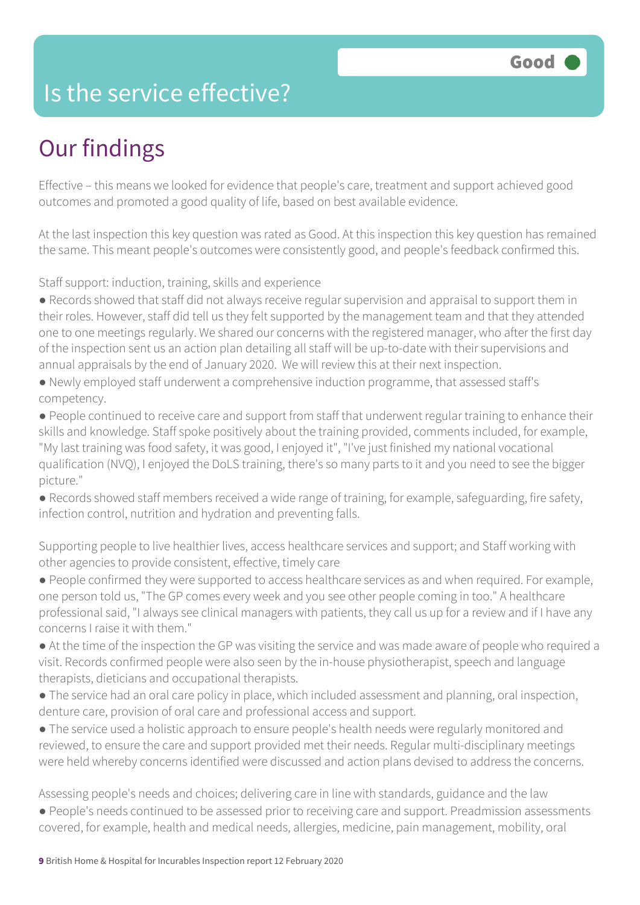# Is the service effective?

Good

## Our findings

Effective – this means we looked for evidence that people's care, treatment and support achieved good outcomes and promoted a good quality of life, based on best available evidence.

At the last inspection this key question was rated as Good. At this inspection this key question has remained the same. This meant people's outcomes were consistently good, and people's feedback confirmed this.

Staff support: induction, training, skills and experience

- Records showed that staff did not always receive regular supervision and appraisal to support them in their roles. However, staff did tell us they felt supported by the management team and that they attended one to one meetings regularly. We shared our concerns with the registered manager, who after the first day of the inspection sent us an action plan detailing all staff will be up-to-date with their supervisions and annual appraisals by the end of January 2020. We will review this at their next inspection.
- Newly employed staff underwent a comprehensive induction programme, that assessed staff's competency.
- People continued to receive care and support from staff that underwent regular training to enhance their skills and knowledge. Staff spoke positively about the training provided, comments included, for example, "My last training was food safety, it was good, I enjoyed it", "I've just finished my national vocational qualification (NVQ), I enjoyed the DoLS training, there's so many parts to it and you need to see the bigger picture."
- Records showed staff members received a wide range of training, for example, safeguarding, fire safety, infection control, nutrition and hydration and preventing falls.

Supporting people to live healthier lives, access healthcare services and support; and Staff working with other agencies to provide consistent, effective, timely care

- People confirmed they were supported to access healthcare services as and when required. For example, one person told us, "The GP comes every week and you see other people coming in too." A healthcare professional said, "I always see clinical managers with patients, they call us up for a review and if I have any concerns I raise it with them."
- At the time of the inspection the GP was visiting the service and was made aware of people who required a visit. Records confirmed people were also seen by the in-house physiotherapist, speech and language therapists, dieticians and occupational therapists.
- The service had an oral care policy in place, which included assessment and planning, oral inspection, denture care, provision of oral care and professional access and support.
- The service used a holistic approach to ensure people's health needs were regularly monitored and reviewed, to ensure the care and support provided met their needs. Regular multi-disciplinary meetings were held whereby concerns identified were discussed and action plans devised to address the concerns.

Assessing people's needs and choices; delivering care in line with standards, guidance and the law

- People's needs continued to be assessed prior to receiving care and support. Preadmission assessments covered, for example, health and medical needs, allergies, medicine, pain management, mobility, oral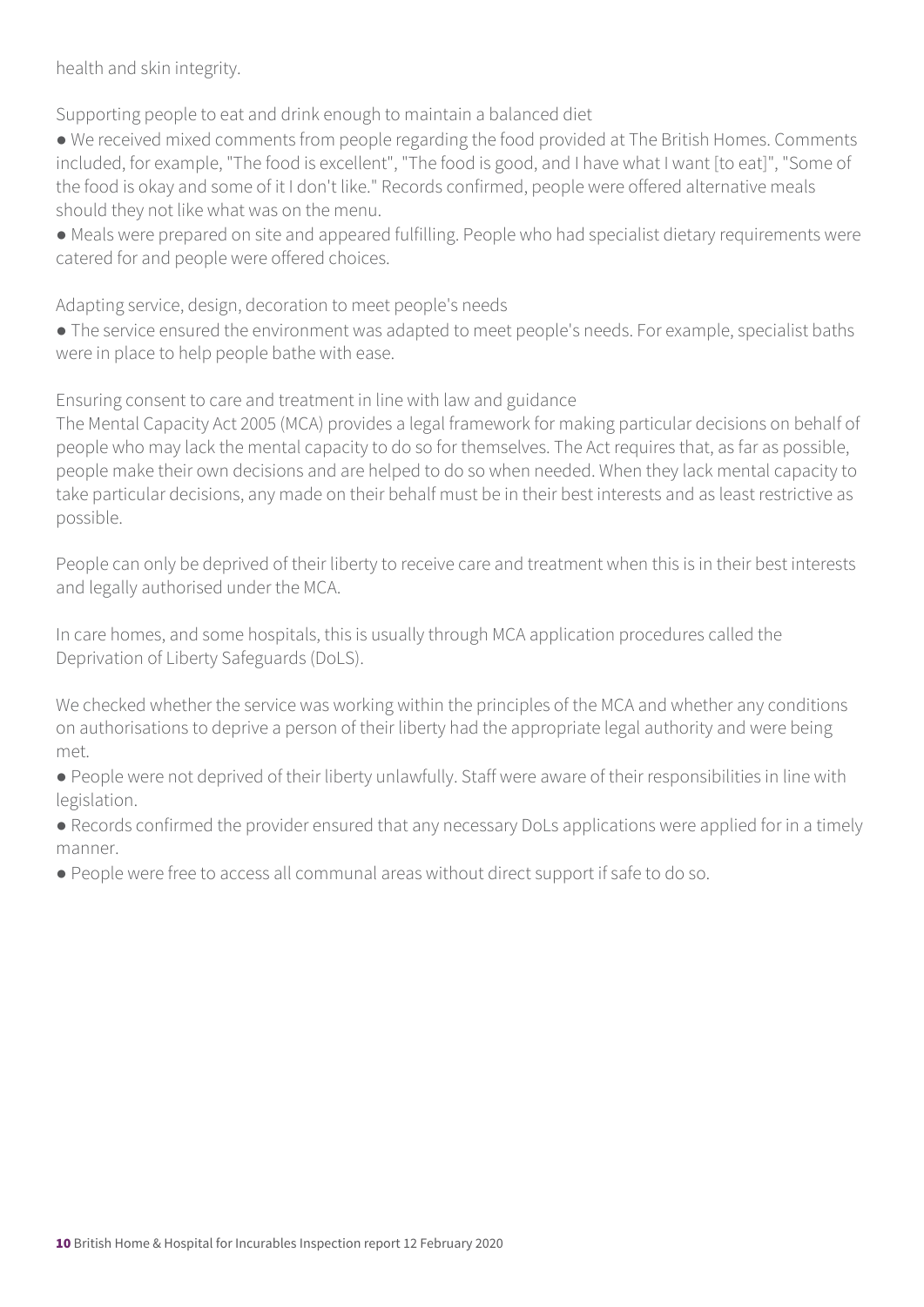health and skin integrity.

Supporting people to eat and drink enough to maintain a balanced diet

- We received mixed comments from people regarding the food provided at The British Homes. Comments included, for example, "The food is excellent", "The food is good, and I have what I want [to eat]", "Some of the food is okay and some of it I don't like." Records confirmed, people were offered alternative meals should they not like what was on the menu.
- Meals were prepared on site and appeared fulfilling. People who had specialist dietary requirements were catered for and people were offered choices.

Adapting service, design, decoration to meet people's needs

- The service ensured the environment was adapted to meet people's needs. For example, specialist baths were in place to help people bathe with ease.

Ensuring consent to care and treatment in line with law and guidance

The Mental Capacity Act 2005 (MCA) provides a legal framework for making particular decisions on behalf of people who may lack the mental capacity to do so for themselves. The Act requires that, as far as possible, people make their own decisions and are helped to do so when needed. When they lack mental capacity to take particular decisions, any made on their behalf must be in their best interests and as least restrictive as possible.

People can only be deprived of their liberty to receive care and treatment when this is in their best interests and legally authorised under the MCA.

In care homes, and some hospitals, this is usually through MCA application procedures called the Deprivation of Liberty Safeguards (DoLS).

We checked whether the service was working within the principles of the MCA and whether any conditions on authorisations to deprive a person of their liberty had the appropriate legal authority and were being met.

- People were not deprived of their liberty unlawfully. Staff were aware of their responsibilities in line with legislation.
- Records confirmed the provider ensured that any necessary DoLs applications were applied for in a timely manner.
- People were free to access all communal areas without direct support if safe to do so.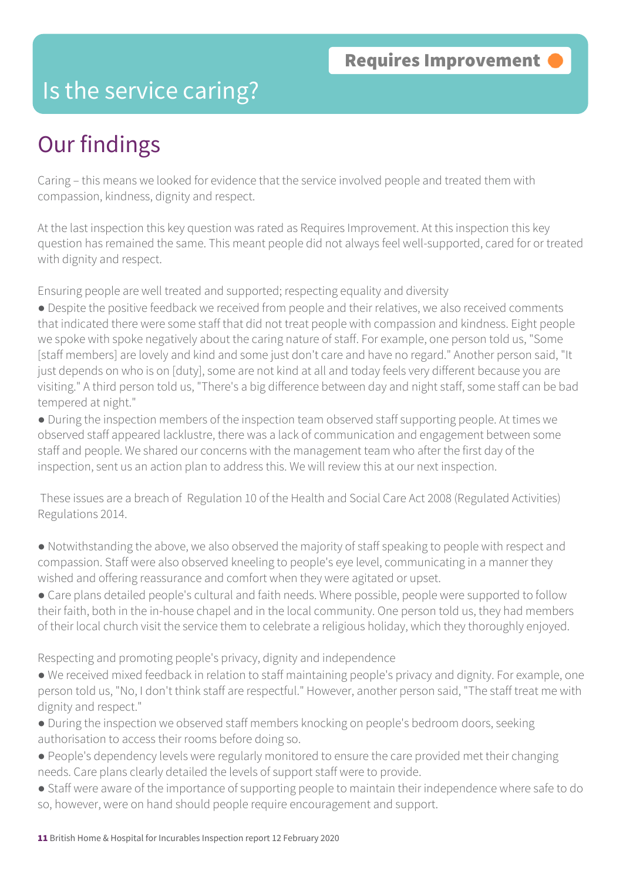# Is the service caring?

**Requires Improvement**

## Our findings

Caring – this means we looked for evidence that the service involved people and treated them with compassion, kindness, dignity and respect.

At the last inspection this key question was rated as Requires Improvement. At this inspection this key question has remained the same. This meant people did not always feel well-supported, cared for or treated with dignity and respect.

Ensuring people are well treated and supported; respecting equality and diversity

- Despite the positive feedback we received from people and their relatives, we also received comments that indicated there were some staff that did not treat people with compassion and kindness. Eight people we spoke with spoke negatively about the caring nature of staff. For example, one person told us, "Some [staff members] are lovely and kind and some just don't care and have no regard." Another person said, "It just depends on who is on [duty], some are not kind at all and today feels very different because you are visiting." A third person told us, "There's a big difference between day and night staff, some staff can be bad tempered at night."
- During the inspection members of the inspection team observed staff supporting people. At times we observed staff appeared lacklustre, there was a lack of communication and engagement between some staff and people. We shared our concerns with the management team who after the first day of the inspection, sent us an action plan to address this. We will review this at our next inspection.

These issues are a breach of Regulation 10 of the Health and Social Care Act 2008 (Regulated Activities) Regulations 2014.

- Notwithstanding the above, we also observed the majority of staff speaking to people with respect and compassion. Staff were also observed kneeling to people's eye level, communicating in a manner they wished and offering reassurance and comfort when they were agitated or upset.
- Care plans detailed people's cultural and faith needs. Where possible, people were supported to follow their faith, both in the in-house chapel and in the local community. One person told us, they had members of their local church visit the service them to celebrate a religious holiday, which they thoroughly enjoyed.

Respecting and promoting people's privacy, dignity and independence

- We received mixed feedback in relation to staff maintaining people's privacy and dignity. For example, one person told us, "No, I don't think staff are respectful." However, another person said, "The staff treat me with dignity and respect."
- During the inspection we observed staff members knocking on people's bedroom doors, seeking authorisation to access their rooms before doing so.
- People's dependency levels were regularly monitored to ensure the care provided met their changing needs. Care plans clearly detailed the levels of support staff were to provide.
- Staff were aware of the importance of supporting people to maintain their independence where safe to do so, however, were on hand should people require encouragement and support.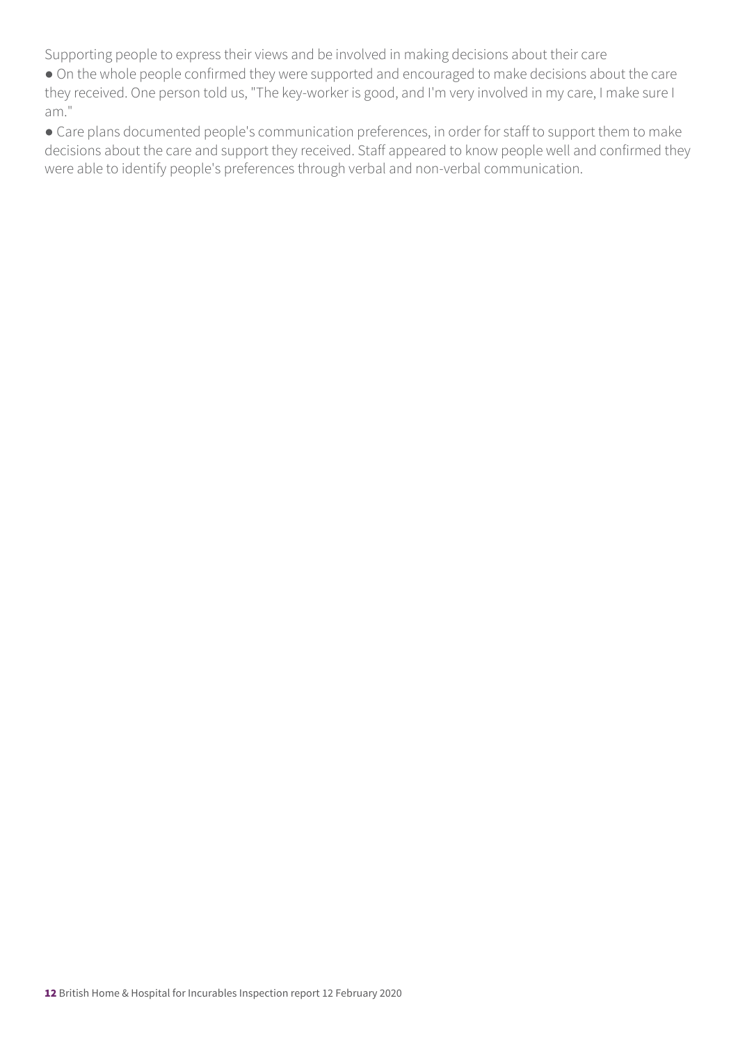### Supporting people to express their views and be involved in making decisions about their care

- On the whole people confirmed they were supported and encouraged to make decisions about the care they received. One person told us, "The key-worker is good, and I'm very involved in my care, I make sure I am."
- Care plans documented people's communication preferences, in order for staff to support them to make decisions about the care and support they received. Staff appeared to know people well and confirmed they were able to identify people's preferences through verbal and non-verbal communication.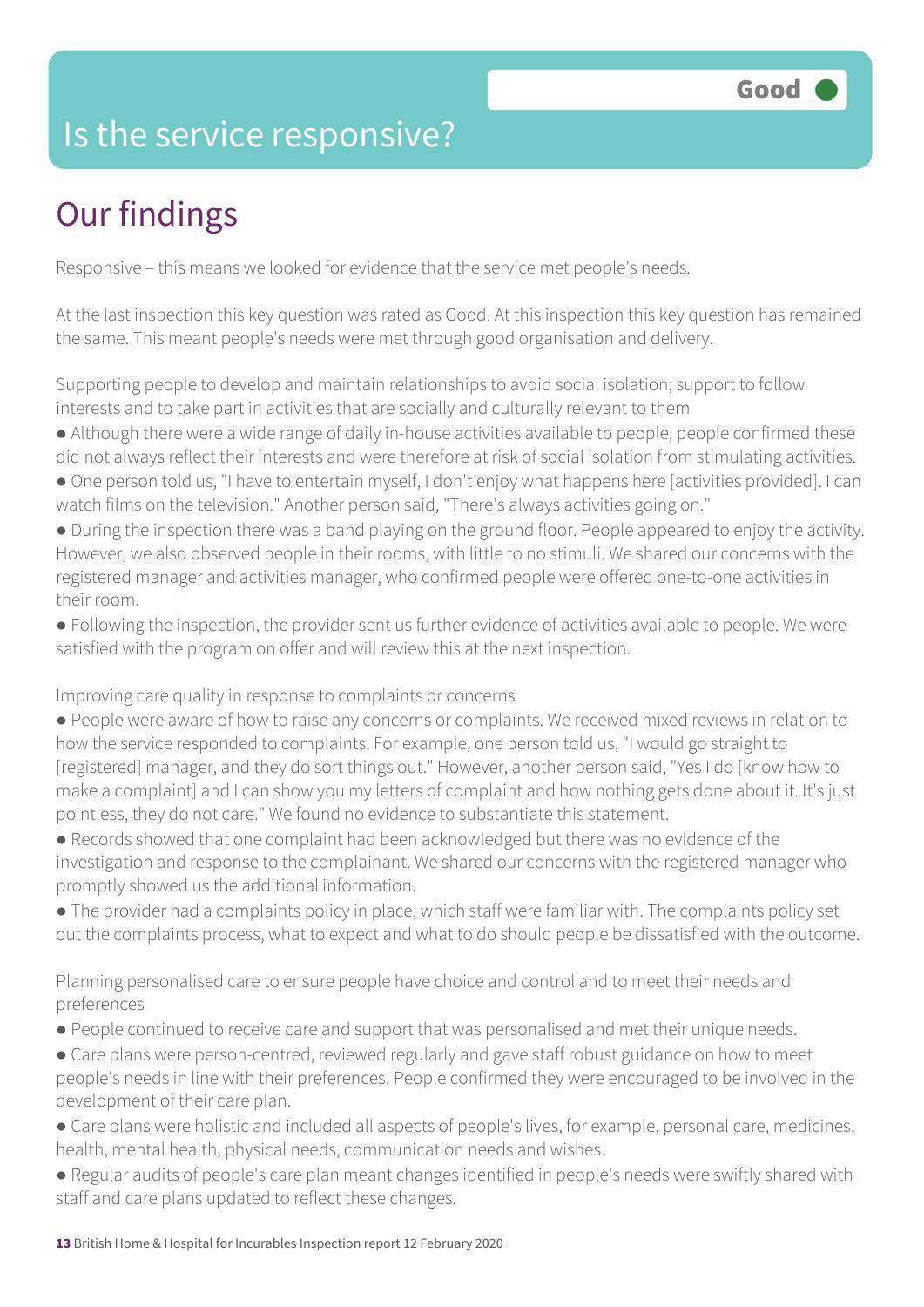# Is the service responsive?

Good

## Our findings

Responsive – this means we looked for evidence that the service met people's needs.

At the last inspection this key question was rated as Good. At this inspection this key question has remained the same. This meant people's needs were met through good organisation and delivery.

Supporting people to develop and maintain relationships to avoid social isolation; support to follow interests and to take part in activities that are socially and culturally relevant to them

- Although there were a wide range of daily in-house activities available to people, people confirmed these did not always reflect their interests and were therefore at risk of social isolation from stimulating activities.
- One person told us, "I have to entertain myself, I don't enjoy what happens here [activities provided]. I can watch films on the television." Another person said, "There's always activities going on."
- During the inspection there was a band playing on the ground floor. People appeared to enjoy the activity. However, we also observed people in their rooms, with little to no stimuli. We shared our concerns with the registered manager and activities manager, who confirmed people were offered one-to-one activities in their room.
- Following the inspection, the provider sent us further evidence of activities available to people. We were satisfied with the program on offer and will review this at the next inspection.

Improving care quality in response to complaints or concerns

- People were aware of how to raise any concerns or complaints. We received mixed reviews in relation to how the service responded to complaints. For example, one person told us, "I would go straight to [registered] manager, and they do sort things out." However, another person said, "Yes I do [know how to make a complaint] and I can show you my letters of complaint and how nothing gets done about it. It's just pointless, they do not care." We found no evidence to substantiate this statement.
- Records showed that one complaint had been acknowledged but there was no evidence of the investigation and response to the complainant. We shared our concerns with the registered manager who promptly showed us the additional information.
- The provider had a complaints policy in place, which staff were familiar with. The complaints policy set out the complaints process, what to expect and what to do should people be dissatisfied with the outcome.

Planning personalised care to ensure people have choice and control and to meet their needs and preferences

- People continued to receive care and support that was personalised and met their unique needs.
- Care plans were person-centred, reviewed regularly and gave staff robust guidance on how to meet people's needs in line with their preferences. People confirmed they were encouraged to be involved in the development of their care plan.
- Care plans were holistic and included all aspects of people's lives, for example, personal care, medicines, health, mental health, physical needs, communication needs and wishes.
- Regular audits of people's care plan meant changes identified in people's needs were swiftly shared with staff and care plans updated to reflect these changes.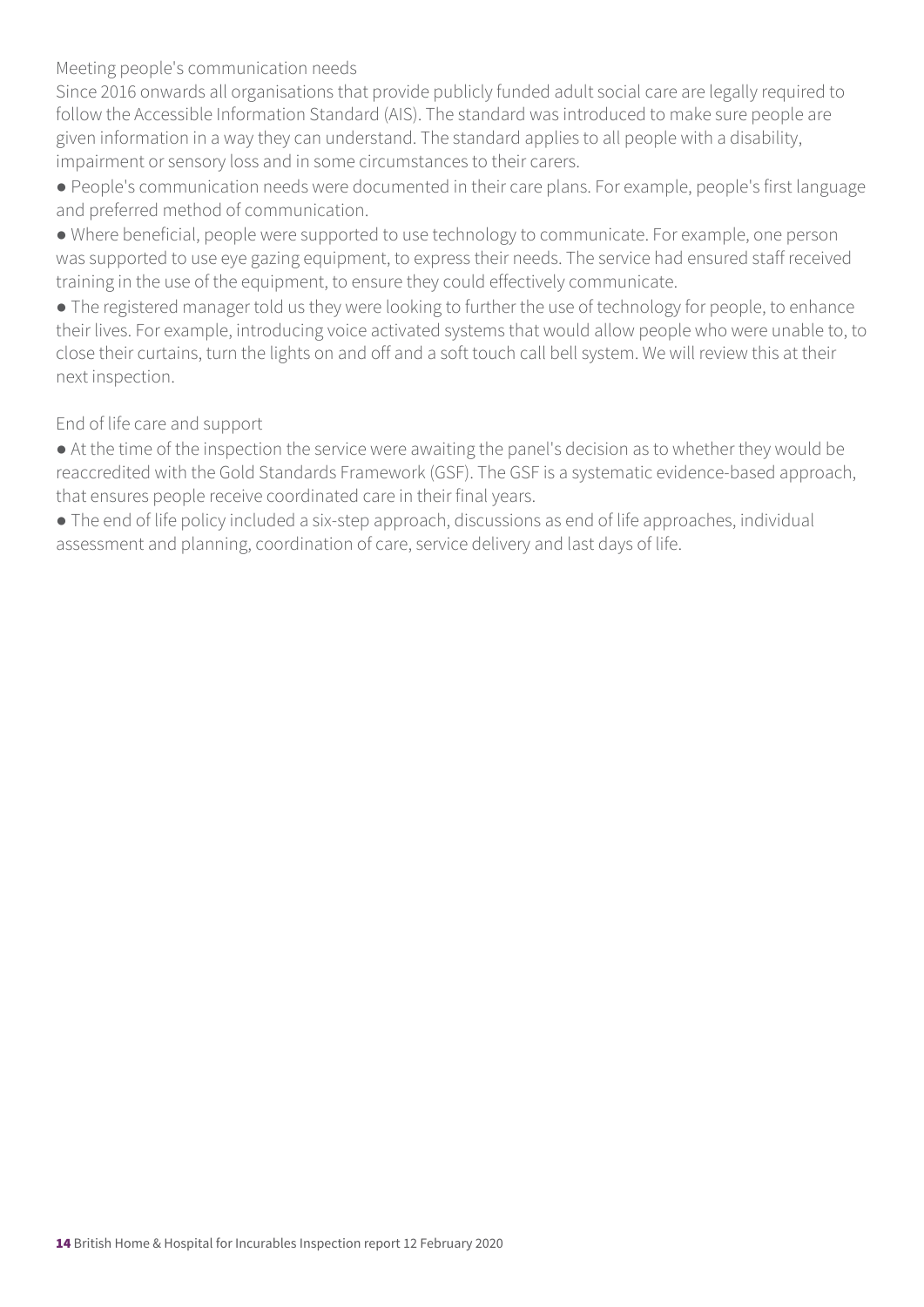### Meeting people's communication needs

Since 2016 onwards all organisations that provide publicly funded adult social care are legally required to follow the Accessible Information Standard (AIS). The standard was introduced to make sure people are given information in a way they can understand. The standard applies to all people with a disability, impairment or sensory loss and in some circumstances to their carers.

- People's communication needs were documented in their care plans. For example, people's first language and preferred method of communication.
- Where beneficial, people were supported to use technology to communicate. For example, one person was supported to use eye gazing equipment, to express their needs. The service had ensured staff received training in the use of the equipment, to ensure they could effectively communicate.
- The registered manager told us they were looking to further the use of technology for people, to enhance their lives. For example, introducing voice activated systems that would allow people who were unable to, to close their curtains, turn the lights on and off and a soft touch call bell system. We will review this at their next inspection.

### End of life care and support

- At the time of the inspection the service were awaiting the panel's decision as to whether they would be reaccredited with the Gold Standards Framework (GSF). The GSF is a systematic evidence-based approach, that ensures people receive coordinated care in their final years.
- The end of life policy included a six-step approach, discussions as end of life approaches, individual assessment and planning, coordination of care, service delivery and last days of life.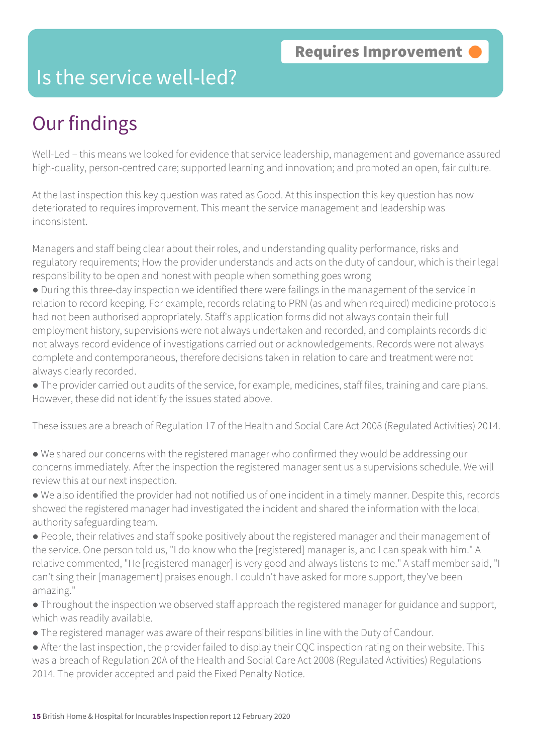# Is the service well-led?

**Requires Improvement**

## Our findings

Well-Led – this means we looked for evidence that service leadership, management and governance assured high-quality, person-centred care; supported learning and innovation; and promoted an open, fair culture.

At the last inspection this key question was rated as Good. At this inspection this key question has now deteriorated to requires improvement. This meant the service management and leadership was inconsistent.

Managers and staff being clear about their roles, and understanding quality performance, risks and regulatory requirements; How the provider understands and acts on the duty of candour, which is their legal responsibility to be open and honest with people when something goes wrong

- During this three-day inspection we identified there were failings in the management of the service in relation to record keeping. For example, records relating to PRN (as and when required) medicine protocols had not been authorised appropriately. Staff's application forms did not always contain their full employment history, supervisions were not always undertaken and recorded, and complaints records did not always record evidence of investigations carried out or acknowledgements. Records were not always complete and contemporaneous, therefore decisions taken in relation to care and treatment were not always clearly recorded.
- The provider carried out audits of the service, for example, medicines, staff files, training and care plans. However, these did not identify the issues stated above.

These issues are a breach of Regulation 17 of the Health and Social Care Act 2008 (Regulated Activities) 2014.

- We shared our concerns with the registered manager who confirmed they would be addressing our concerns immediately. After the inspection the registered manager sent us a supervisions schedule. We will review this at our next inspection.
- We also identified the provider had not notified us of one incident in a timely manner. Despite this, records showed the registered manager had investigated the incident and shared the information with the local authority safeguarding team.
- People, their relatives and staff spoke positively about the registered manager and their management of the service. One person told us, "I do know who the [registered] manager is, and I can speak with him." A relative commented, "He [registered manager] is very good and always listens to me." A staff member said, "I can't sing their [management] praises enough. I couldn't have asked for more support, they've been amazing."
- Throughout the inspection we observed staff approach the registered manager for guidance and support, which was readily available.
- The registered manager was aware of their responsibilities in line with the Duty of Candour.
- After the last inspection, the provider failed to display their CQC inspection rating on their website. This was a breach of Regulation 20A of the Health and Social Care Act 2008 (Regulated Activities) Regulations 2014. The provider accepted and paid the Fixed Penalty Notice.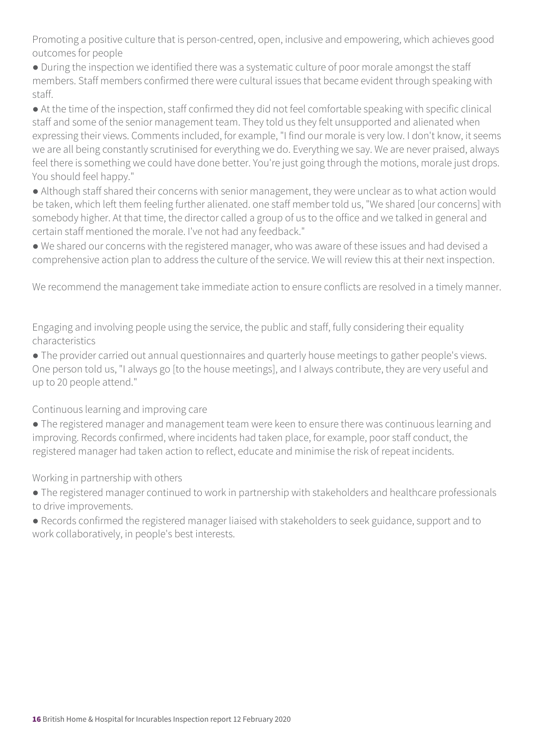Promoting a positive culture that is person-centred, open, inclusive and empowering, which achieves good outcomes for people

- During the inspection we identified there was a systematic culture of poor morale amongst the staff members. Staff members confirmed there were cultural issues that became evident through speaking with staff.
- At the time of the inspection, staff confirmed they did not feel comfortable speaking with specific clinical staff and some of the senior management team. They told us they felt unsupported and alienated when expressing their views. Comments included, for example, "I find our morale is very low. I don't know, it seems we are all being constantly scrutinised for everything we do. Everything we say. We are never praised, always feel there is something we could have done better. You're just going through the motions, morale just drops. You should feel happy."
- Although staff shared their concerns with senior management, they were unclear as to what action would be taken, which left them feeling further alienated. one staff member told us, "We shared [our concerns] with somebody higher. At that time, the director called a group of us to the office and we talked in general and certain staff mentioned the morale. I've not had any feedback."
- We shared our concerns with the registered manager, who was aware of these issues and had devised a comprehensive action plan to address the culture of the service. We will review this at their next inspection.

We recommend the management take immediate action to ensure conflicts are resolved in a timely manner.

Engaging and involving people using the service, the public and staff, fully considering their equality characteristics

- The provider carried out annual questionnaires and quarterly house meetings to gather people's views. One person told us, "I always go [to the house meetings], and I always contribute, they are very useful and up to 20 people attend."

Continuous learning and improving care

- The registered manager and management team were keen to ensure there was continuous learning and improving. Records confirmed, where incidents had taken place, for example, poor staff conduct, the registered manager had taken action to reflect, educate and minimise the risk of repeat incidents.

Working in partnership with others

- The registered manager continued to work in partnership with stakeholders and healthcare professionals to drive improvements.
- Records confirmed the registered manager liaised with stakeholders to seek guidance, support and to work collaboratively, in people's best interests.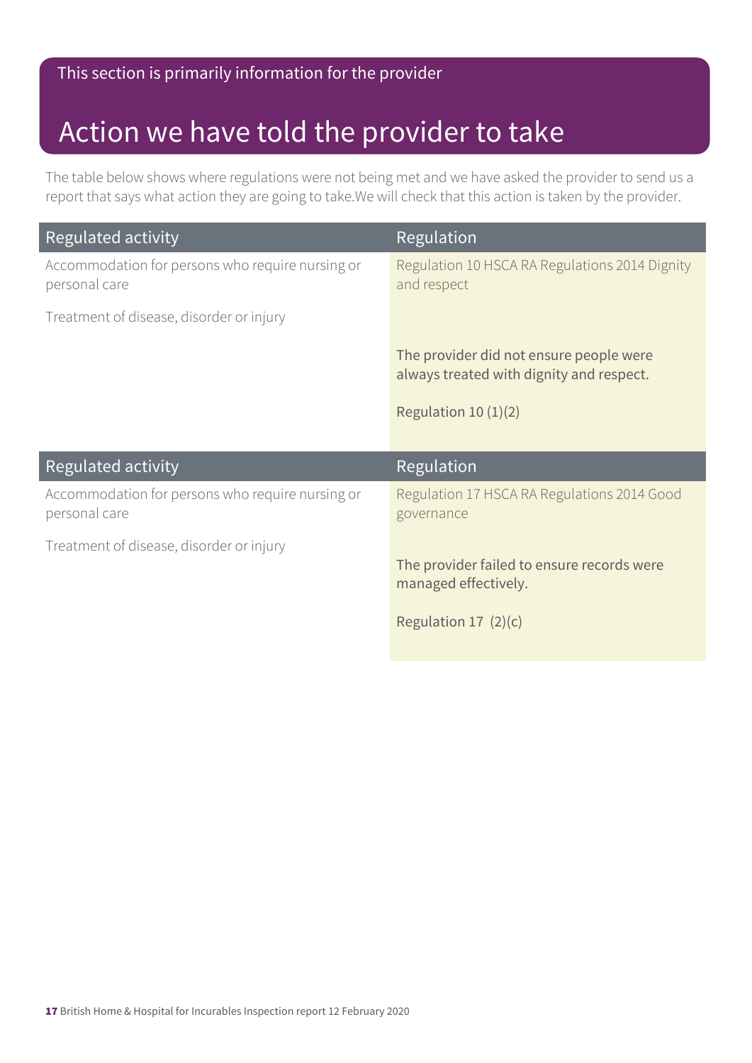This section is primarily information for the provider

# Action we have told the provider to take

The table below shows where regulations were not being met and we have asked the provider to send us a report that says what action they are going to take.We will check that this action is taken by the provider.

| Regulated activity | Regulation |
| --- | --- |
| Accommodation for persons who require nursing or personal care<br><br>Treatment of disease, disorder or injury | Regulation 10 HSCA RA Regulations 2014 Dignity and respect<br><br>The provider did not ensure people were always treated with dignity and respect.<br><br>Regulation 10 (1)(2) |

| Regulated activity | Regulation |
| --- | --- |
| Accommodation for persons who require nursing or personal care<br><br>Treatment of disease, disorder or injury | Regulation 17 HSCA RA Regulations 2014 Good governance<br><br>The provider failed to ensure records were managed effectively.<br><br>Regulation 17 (2)(c) |